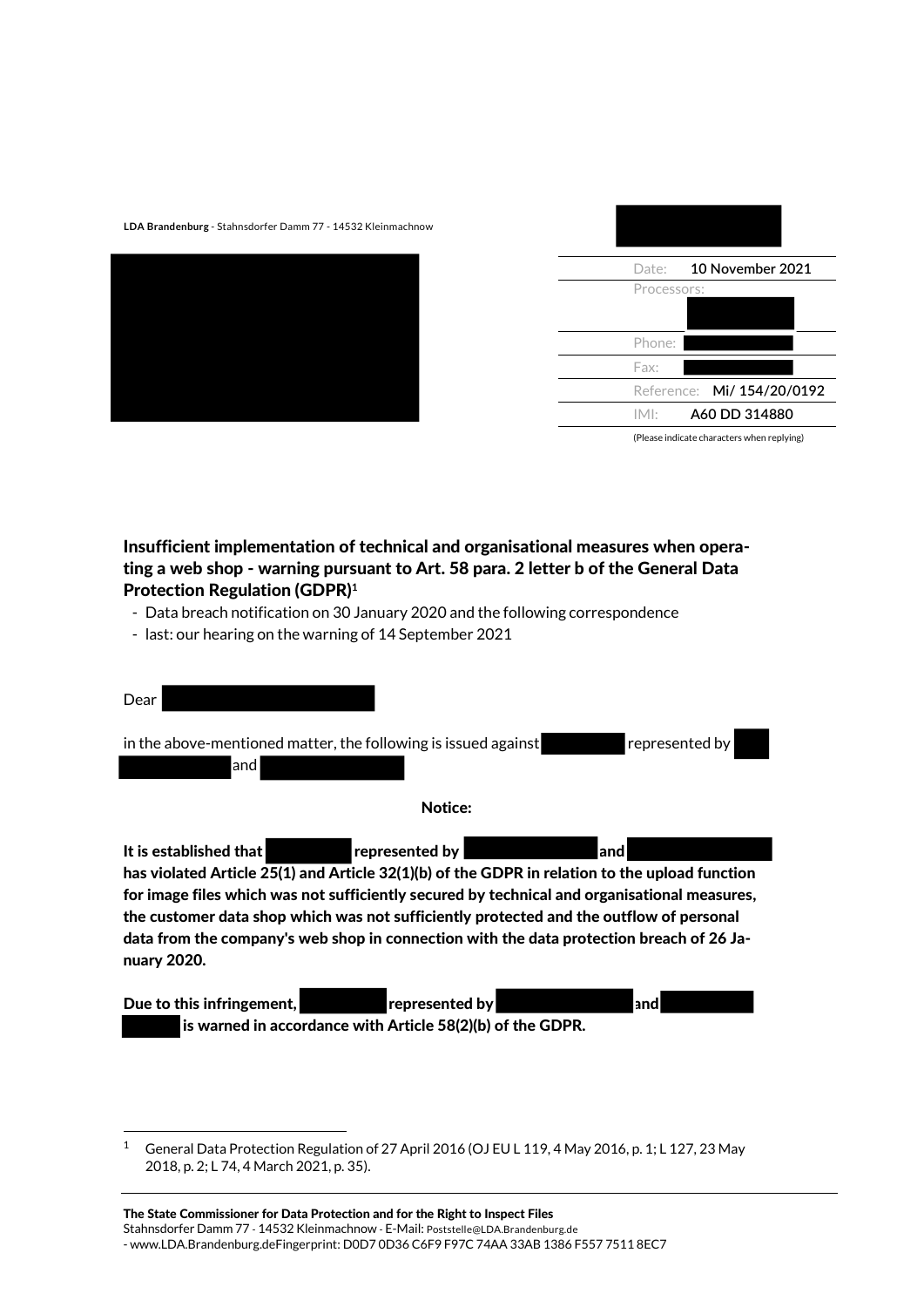LDA Brandenburg - Stahnsdorfer Damm 77 - 14532 Kleinmachnow

| | |
|---|---|
| Date: | 10 November 2021 |
| Processors: | |
| Phone: | |
| Fax: | |
| Reference: | Mi/ 154/20/0192 |
| IMI: | A60 DD 314880 |

(Please indicate characters when replying)

**Insufficient implementation of technical and organisational measures when operating a web shop - warning pursuant to Art. 58 para. 2 letter b of the General Data Protection Regulation (GDPR)[1]**

- Data breach notification on 30 January 2020 and the following correspondence
- last: our hearing on the warning of 14 September 2021

Dear

in the above-mentioned matter, the following is issued against represented by and

**Notice:**

**It is established that represented by and has violated Article 25(1) and Article 32(1)(b) of the GDPR in relation to the upload function for image files which was not sufficiently secured by technical and organisational measures, the customer data shop which was not sufficiently protected and the outflow of personal data from the company's web shop in connection with the data protection breach of 26 January 2020.**

**Due to this infringement, represented by and is warned in accordance with Article 58(2)(b) of the GDPR.**

[1] General Data Protection Regulation of 27 April 2016 (OJ EU L 119, 4 May 2016, p. 1; L 127, 23 May 2018, p. 2; L 74, 4 March 2021, p. 35).

**The State Commissioner for Data Protection and for the Right to Inspect Files**
Stahnsdorfer Damm 77 - 14532 Kleinmachnow - E-Mail: Poststelle@LDA.Brandenburg.de
- www.LDA.Brandenburg.deFingerprint: D0D7 0D36 C6F9 F97C 74AA 33AB 1386 F557 7511 8EC7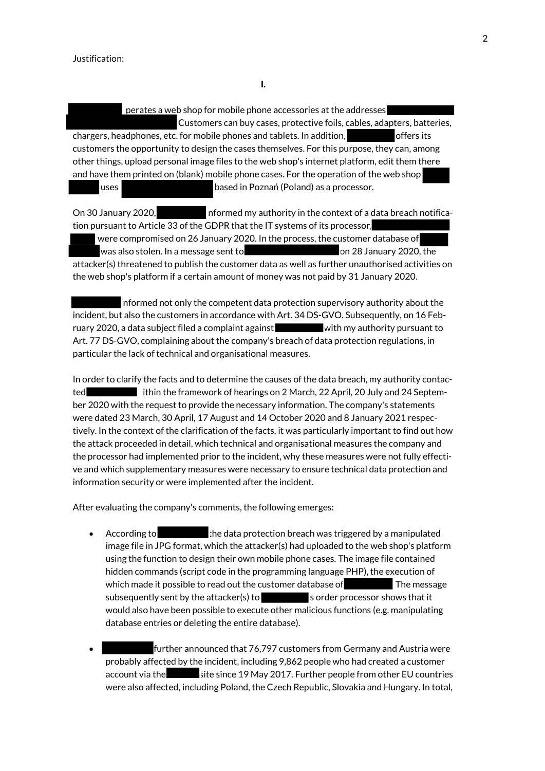Justification:

**I.**

[REDACTED] perates a web shop for mobile phone accessories at the addresses [REDACTED]. Customers can buy cases, protective foils, cables, adapters, batteries, chargers, headphones, etc. for mobile phones and tablets. In addition, [REDACTED] offers its customers the opportunity to design the cases themselves. For this purpose, they can, among other things, upload personal image files to the web shop's internet platform, edit them there and have them printed on (blank) mobile phone cases. For the operation of the web shop [REDACTED] uses [REDACTED] based in Poznań (Poland) as a processor.

On 30 January 2020, [REDACTED] nformed my authority in the context of a data breach notification pursuant to Article 33 of the GDPR that the IT systems of its processor [REDACTED] were compromised on 26 January 2020. In the process, the customer database of [REDACTED] was also stolen. In a message sent to [REDACTED] on 28 January 2020, the attacker(s) threatened to publish the customer data as well as further unauthorised activities on the web shop's platform if a certain amount of money was not paid by 31 January 2020.

[REDACTED] nformed not only the competent data protection supervisory authority about the incident, but also the customers in accordance with Art. 34 DS-GVO. Subsequently, on 16 February 2020, a data subject filed a complaint against [REDACTED] with my authority pursuant to Art. 77 DS-GVO, complaining about the company's breach of data protection regulations, in particular the lack of technical and organisational measures.

In order to clarify the facts and to determine the causes of the data breach, my authority contacted [REDACTED] ithin the framework of hearings on 2 March, 22 April, 20 July and 24 September 2020 with the request to provide the necessary information. The company's statements were dated 23 March, 30 April, 17 August and 14 October 2020 and 8 January 2021 respectively. In the context of the clarification of the facts, it was particularly important to find out how the attack proceeded in detail, which technical and organisational measures the company and the processor had implemented prior to the incident, why these measures were not fully effective and which supplementary measures were necessary to ensure technical data protection and information security or were implemented after the incident.

After evaluating the company's comments, the following emerges:

- According to [REDACTED] the data protection breach was triggered by a manipulated image file in JPG format, which the attacker(s) had uploaded to the web shop's platform using the function to design their own mobile phone cases. The image file contained hidden commands (script code in the programming language PHP), the execution of which made it possible to read out the customer database of [REDACTED] The message subsequently sent by the attacker(s) to [REDACTED] s order processor shows that it would also have been possible to execute other malicious functions (e.g. manipulating database entries or deleting the entire database).

- [REDACTED] further announced that 76,797 customers from Germany and Austria were probably affected by the incident, including 9,862 people who had created a customer account via the [REDACTED] site since 19 May 2017. Further people from other EU countries were also affected, including Poland, the Czech Republic, Slovakia and Hungary. In total,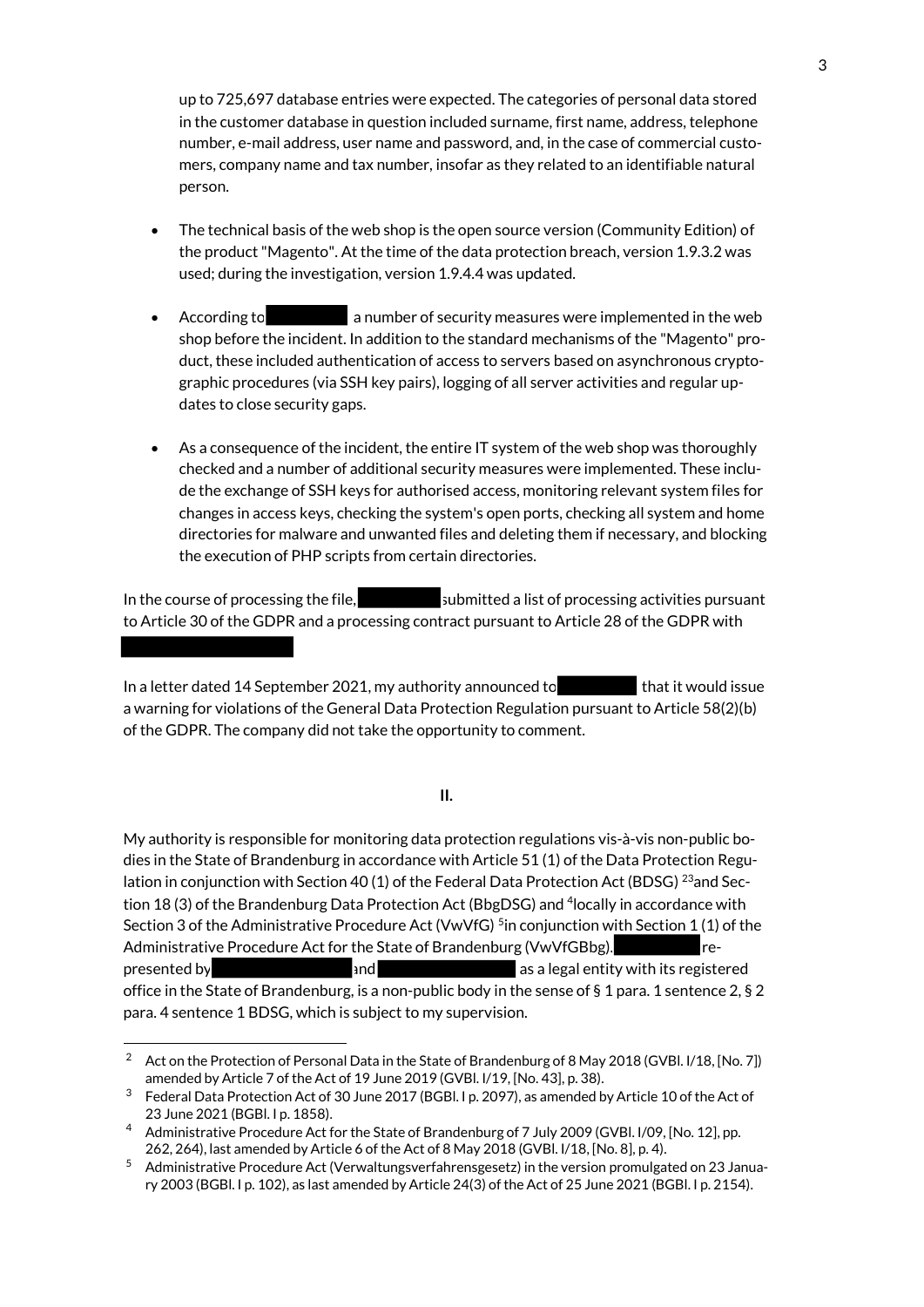up to 725,697 database entries were expected. The categories of personal data stored in the customer database in question included surname, first name, address, telephone number, e-mail address, user name and password, and, in the case of commercial customers, company name and tax number, insofar as they related to an identifiable natural person.

- The technical basis of the web shop is the open source version (Community Edition) of the product "Magento". At the time of the data protection breach, version 1.9.3.2 was used; during the investigation, version 1.9.4.4 was updated.

- According to [redacted] a number of security measures were implemented in the web shop before the incident. In addition to the standard mechanisms of the "Magento" product, these included authentication of access to servers based on asynchronous cryptographic procedures (via SSH key pairs), logging of all server activities and regular updates to close security gaps.

- As a consequence of the incident, the entire IT system of the web shop was thoroughly checked and a number of additional security measures were implemented. These include the exchange of SSH keys for authorised access, monitoring relevant system files for changes in access keys, checking the system's open ports, checking all system and home directories for malware and unwanted files and deleting them if necessary, and blocking the execution of PHP scripts from certain directories.

In the course of processing the file, [redacted] submitted a list of processing activities pursuant to Article 30 of the GDPR and a processing contract pursuant to Article 28 of the GDPR with [redacted]

In a letter dated 14 September 2021, my authority announced to [redacted] that it would issue a warning for violations of the General Data Protection Regulation pursuant to Article 58(2)(b) of the GDPR. The company did not take the opportunity to comment.

## II.

My authority is responsible for monitoring data protection regulations vis-à-vis non-public bodies in the State of Brandenburg in accordance with Article 51 (1) of the Data Protection Regulation in conjunction with Section 40 (1) of the Federal Data Protection Act (BDSG) [23]and Section 18 (3) of the Brandenburg Data Protection Act (BbgDSG) and [4]locally in accordance with Section 3 of the Administrative Procedure Act (VwVfG) [5]in conjunction with Section 1 (1) of the Administrative Procedure Act for the State of Brandenburg (VwVfGBbg). [redacted] represented by [redacted] and [redacted] as a legal entity with its registered office in the State of Brandenburg, is a non-public body in the sense of § 1 para. 1 sentence 2, § 2 para. 4 sentence 1 BDSG, which is subject to my supervision.

---

[2] Act on the Protection of Personal Data in the State of Brandenburg of 8 May 2018 (GVBl. I/18, [No. 7]) amended by Article 7 of the Act of 19 June 2019 (GVBl. I/19, [No. 43], p. 38).

[3] Federal Data Protection Act of 30 June 2017 (BGBl. I p. 2097), as amended by Article 10 of the Act of 23 June 2021 (BGBl. I p. 1858).

[4] Administrative Procedure Act for the State of Brandenburg of 7 July 2009 (GVBl. I/09, [No. 12], pp. 262, 264), last amended by Article 6 of the Act of 8 May 2018 (GVBl. I/18, [No. 8], p. 4).

[5] Administrative Procedure Act (Verwaltungsverfahrensgesetz) in the version promulgated on 23 January 2003 (BGBl. I p. 102), as last amended by Article 24(3) of the Act of 25 June 2021 (BGBl. I p. 2154).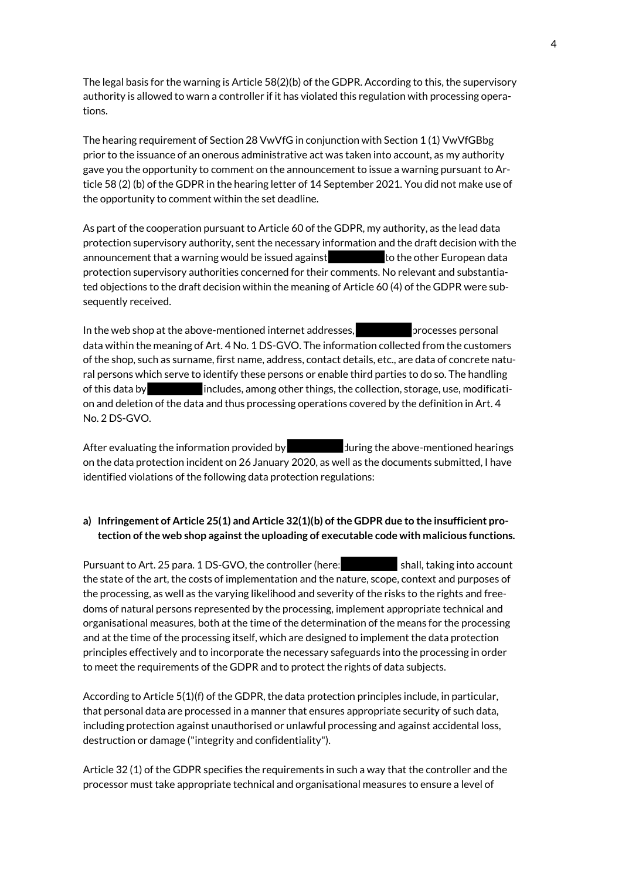The legal basis for the warning is Article 58(2)(b) of the GDPR. According to this, the supervisory authority is allowed to warn a controller if it has violated this regulation with processing operations.

The hearing requirement of Section 28 VwVfG in conjunction with Section 1 (1) VwVfGBbg prior to the issuance of an onerous administrative act was taken into account, as my authority gave you the opportunity to comment on the announcement to issue a warning pursuant to Article 58 (2) (b) of the GDPR in the hearing letter of 14 September 2021. You did not make use of the opportunity to comment within the set deadline.

As part of the cooperation pursuant to Article 60 of the GDPR, my authority, as the lead data protection supervisory authority, sent the necessary information and the draft decision with the announcement that a warning would be issued against ██████ to the other European data protection supervisory authorities concerned for their comments. No relevant and substantiated objections to the draft decision within the meaning of Article 60 (4) of the GDPR were subsequently received.

In the web shop at the above-mentioned internet addresses, ██████ processes personal data within the meaning of Art. 4 No. 1 DS-GVO. The information collected from the customers of the shop, such as surname, first name, address, contact details, etc., are data of concrete natural persons which serve to identify these persons or enable third parties to do so. The handling of this data by ██████ includes, among other things, the collection, storage, use, modification and deletion of the data and thus processing operations covered by the definition in Art. 4 No. 2 DS-GVO.

After evaluating the information provided by ██████ during the above-mentioned hearings on the data protection incident on 26 January 2020, as well as the documents submitted, I have identified violations of the following data protection regulations:

**a) Infringement of Article 25(1) and Article 32(1)(b) of the GDPR due to the insufficient protection of the web shop against the uploading of executable code with malicious functions.**

Pursuant to Art. 25 para. 1 DS-GVO, the controller (here: ██████ shall, taking into account the state of the art, the costs of implementation and the nature, scope, context and purposes of the processing, as well as the varying likelihood and severity of the risks to the rights and freedoms of natural persons represented by the processing, implement appropriate technical and organisational measures, both at the time of the determination of the means for the processing and at the time of the processing itself, which are designed to implement the data protection principles effectively and to incorporate the necessary safeguards into the processing in order to meet the requirements of the GDPR and to protect the rights of data subjects.

According to Article 5(1)(f) of the GDPR, the data protection principles include, in particular, that personal data are processed in a manner that ensures appropriate security of such data, including protection against unauthorised or unlawful processing and against accidental loss, destruction or damage ("integrity and confidentiality").

Article 32 (1) of the GDPR specifies the requirements in such a way that the controller and the processor must take appropriate technical and organisational measures to ensure a level of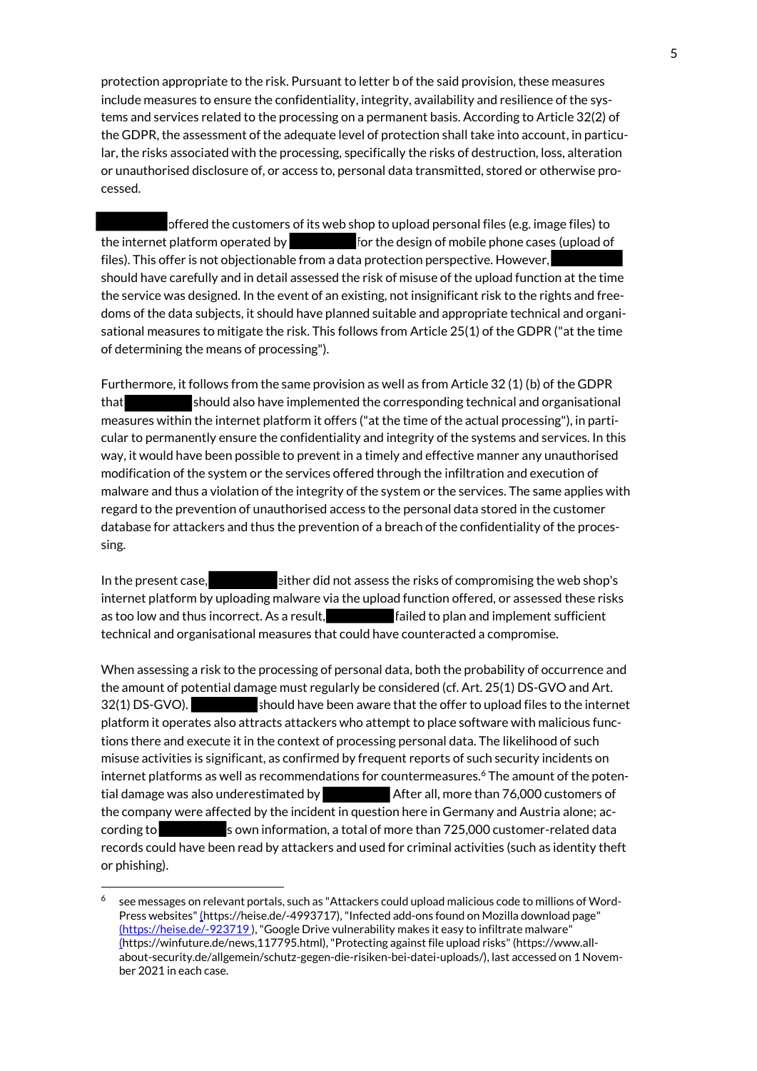protection appropriate to the risk. Pursuant to letter b of the said provision, these measures include measures to ensure the confidentiality, integrity, availability and resilience of the systems and services related to the processing on a permanent basis. According to Article 32(2) of the GDPR, the assessment of the adequate level of protection shall take into account, in particular, the risks associated with the processing, specifically the risks of destruction, loss, alteration or unauthorised disclosure of, or access to, personal data transmitted, stored or otherwise processed.

██████ offered the customers of its web shop to upload personal files (e.g. image files) to the internet platform operated by ██████ for the design of mobile phone cases (upload of files). This offer is not objectionable from a data protection perspective. However, ██████ should have carefully and in detail assessed the risk of misuse of the upload function at the time the service was designed. In the event of an existing, not insignificant risk to the rights and freedoms of the data subjects, it should have planned suitable and appropriate technical and organisational measures to mitigate the risk. This follows from Article 25(1) of the GDPR ("at the time of determining the means of processing").

Furthermore, it follows from the same provision as well as from Article 32 (1) (b) of the GDPR that ██████ should also have implemented the corresponding technical and organisational measures within the internet platform it offers ("at the time of the actual processing"), in particular to permanently ensure the confidentiality and integrity of the systems and services. In this way, it would have been possible to prevent in a timely and effective manner any unauthorised modification of the system or the services offered through the infiltration and execution of malware and thus a violation of the integrity of the system or the services. The same applies with regard to the prevention of unauthorised access to the personal data stored in the customer database for attackers and thus the prevention of a breach of the confidentiality of the processing.

In the present case, ██████ either did not assess the risks of compromising the web shop's internet platform by uploading malware via the upload function offered, or assessed these risks as too low and thus incorrect. As a result, ██████ failed to plan and implement sufficient technical and organisational measures that could have counteracted a compromise.

When assessing a risk to the processing of personal data, both the probability of occurrence and the amount of potential damage must regularly be considered (cf. Art. 25(1) DS-GVO and Art. 32(1) DS-GVO). ██████ should have been aware that the offer to upload files to the internet platform it operates also attracts attackers who attempt to place software with malicious functions there and execute it in the context of processing personal data. The likelihood of such misuse activities is significant, as confirmed by frequent reports of such security incidents on internet platforms as well as recommendations for countermeasures.[6] The amount of the potential damage was also underestimated by ██████ After all, more than 76,000 customers of the company were affected by the incident in question here in Germany and Austria alone; according to ██████s own information, a total of more than 725,000 customer-related data records could have been read by attackers and used for criminal activities (such as identity theft or phishing).

---

[6] see messages on relevant portals, such as "Attackers could upload malicious code to millions of WordPress websites" (https://heise.de/-4993717), "Infected add-ons found on Mozilla download page" (https://heise.de/-923719 ), "Google Drive vulnerability makes it easy to infiltrate malware" (https://winfuture.de/news,117795.html), "Protecting against file upload risks" (https://www.all-about-security.de/allgemein/schutz-gegen-die-risiken-bei-datei-uploads/), last accessed on 1 November 2021 in each case.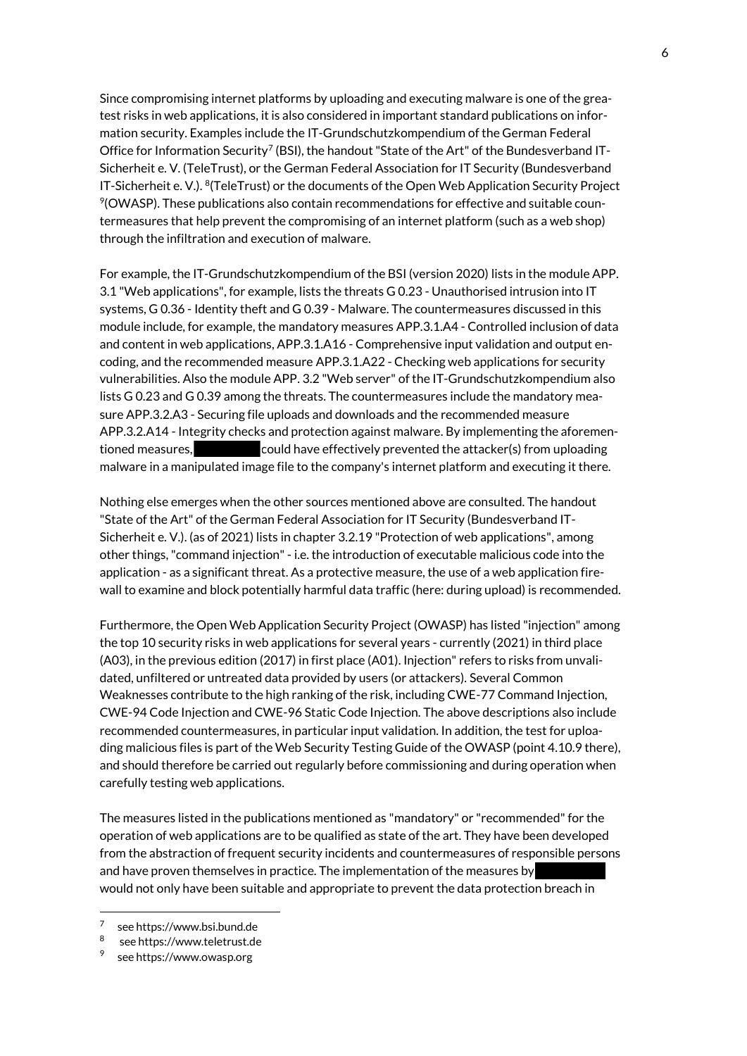Since compromising internet platforms by uploading and executing malware is one of the greatest risks in web applications, it is also considered in important standard publications on information security. Examples include the IT-Grundschutzkompendium of the German Federal Office for Information Security[7] (BSI), the handout "State of the Art" of the Bundesverband IT-Sicherheit e. V. (TeleTrust), or the German Federal Association for IT Security (Bundesverband IT-Sicherheit e. V.). [8](TeleTrust) or the documents of the Open Web Application Security Project [9](OWASP). These publications also contain recommendations for effective and suitable countermeasures that help prevent the compromising of an internet platform (such as a web shop) through the infiltration and execution of malware.

For example, the IT-Grundschutzkompendium of the BSI (version 2020) lists in the module APP. 3.1 "Web applications", for example, lists the threats G 0.23 - Unauthorised intrusion into IT systems, G 0.36 - Identity theft and G 0.39 - Malware. The countermeasures discussed in this module include, for example, the mandatory measures APP.3.1.A4 - Controlled inclusion of data and content in web applications, APP.3.1.A16 - Comprehensive input validation and output encoding, and the recommended measure APP.3.1.A22 - Checking web applications for security vulnerabilities. Also the module APP. 3.2 "Web server" of the IT-Grundschutzkompendium also lists G 0.23 and G 0.39 among the threats. The countermeasures include the mandatory measure APP.3.2.A3 - Securing file uploads and downloads and the recommended measure APP.3.2.A14 - Integrity checks and protection against malware. By implementing the aforementioned measures, [redacted] could have effectively prevented the attacker(s) from uploading malware in a manipulated image file to the company's internet platform and executing it there.

Nothing else emerges when the other sources mentioned above are consulted. The handout "State of the Art" of the German Federal Association for IT Security (Bundesverband IT-Sicherheit e. V.). (as of 2021) lists in chapter 3.2.19 "Protection of web applications", among other things, "command injection" - i.e. the introduction of executable malicious code into the application - as a significant threat. As a protective measure, the use of a web application firewall to examine and block potentially harmful data traffic (here: during upload) is recommended.

Furthermore, the Open Web Application Security Project (OWASP) has listed "injection" among the top 10 security risks in web applications for several years - currently (2021) in third place (A03), in the previous edition (2017) in first place (A01). Injection" refers to risks from unvalidated, unfiltered or untreated data provided by users (or attackers). Several Common Weaknesses contribute to the high ranking of the risk, including CWE-77 Command Injection, CWE-94 Code Injection and CWE-96 Static Code Injection. The above descriptions also include recommended countermeasures, in particular input validation. In addition, the test for uploading malicious files is part of the Web Security Testing Guide of the OWASP (point 4.10.9 there), and should therefore be carried out regularly before commissioning and during operation when carefully testing web applications.

The measures listed in the publications mentioned as "mandatory" or "recommended" for the operation of web applications are to be qualified as state of the art. They have been developed from the abstraction of frequent security incidents and countermeasures of responsible persons and have proven themselves in practice. The implementation of the measures by [redacted] would not only have been suitable and appropriate to prevent the data protection breach in

---

[7] see https://www.bsi.bund.de

[8] see https://www.teletrust.de

[9] see https://www.owasp.org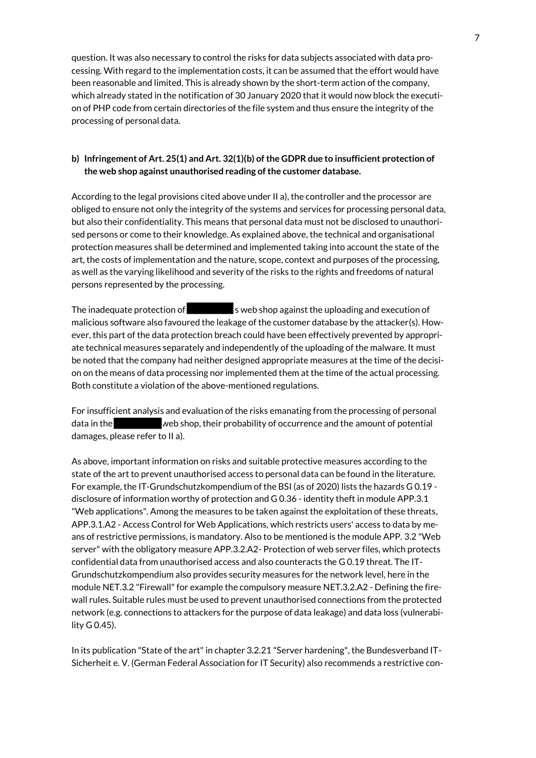question. It was also necessary to control the risks for data subjects associated with data processing. With regard to the implementation costs, it can be assumed that the effort would have been reasonable and limited. This is already shown by the short-term action of the company, which already stated in the notification of 30 January 2020 that it would now block the execution of PHP code from certain directories of the file system and thus ensure the integrity of the processing of personal data.

**b) Infringement of Art. 25(1) and Art. 32(1)(b) of the GDPR due to insufficient protection of the web shop against unauthorised reading of the customer database.**

According to the legal provisions cited above under II a), the controller and the processor are obliged to ensure not only the integrity of the systems and services for processing personal data, but also their confidentiality. This means that personal data must not be disclosed to unauthorised persons or come to their knowledge. As explained above, the technical and organisational protection measures shall be determined and implemented taking into account the state of the art, the costs of implementation and the nature, scope, context and purposes of the processing, as well as the varying likelihood and severity of the risks to the rights and freedoms of natural persons represented by the processing.

The inadequate protection of ████████s web shop against the uploading and execution of malicious software also favoured the leakage of the customer database by the attacker(s). However, this part of the data protection breach could have been effectively prevented by appropriate technical measures separately and independently of the uploading of the malware. It must be noted that the company had neither designed appropriate measures at the time of the decision on the means of data processing nor implemented them at the time of the actual processing. Both constitute a violation of the above-mentioned regulations.

For insufficient analysis and evaluation of the risks emanating from the processing of personal data in the ████████ web shop, their probability of occurrence and the amount of potential damages, please refer to II a).

As above, important information on risks and suitable protective measures according to the state of the art to prevent unauthorised access to personal data can be found in the literature. For example, the IT-Grundschutzkompendium of the BSI (as of 2020) lists the hazards G 0.19 - disclosure of information worthy of protection and G 0.36 - identity theft in module APP.3.1 "Web applications". Among the measures to be taken against the exploitation of these threats, APP.3.1.A2 - Access Control for Web Applications, which restricts users' access to data by means of restrictive permissions, is mandatory. Also to be mentioned is the module APP. 3.2 "Web server" with the obligatory measure APP.3.2.A2- Protection of web server files, which protects confidential data from unauthorised access and also counteracts the G 0.19 threat. The IT-Grundschutzkompendium also provides security measures for the network level, here in the module NET.3.2 "Firewall" for example the compulsory measure NET.3.2.A2 - Defining the firewall rules. Suitable rules must be used to prevent unauthorised connections from the protected network (e.g. connections to attackers for the purpose of data leakage) and data loss (vulnerability G 0.45).

In its publication "State of the art" in chapter 3.2.21 "Server hardening", the Bundesverband IT-Sicherheit e. V. (German Federal Association for IT Security) also recommends a restrictive con-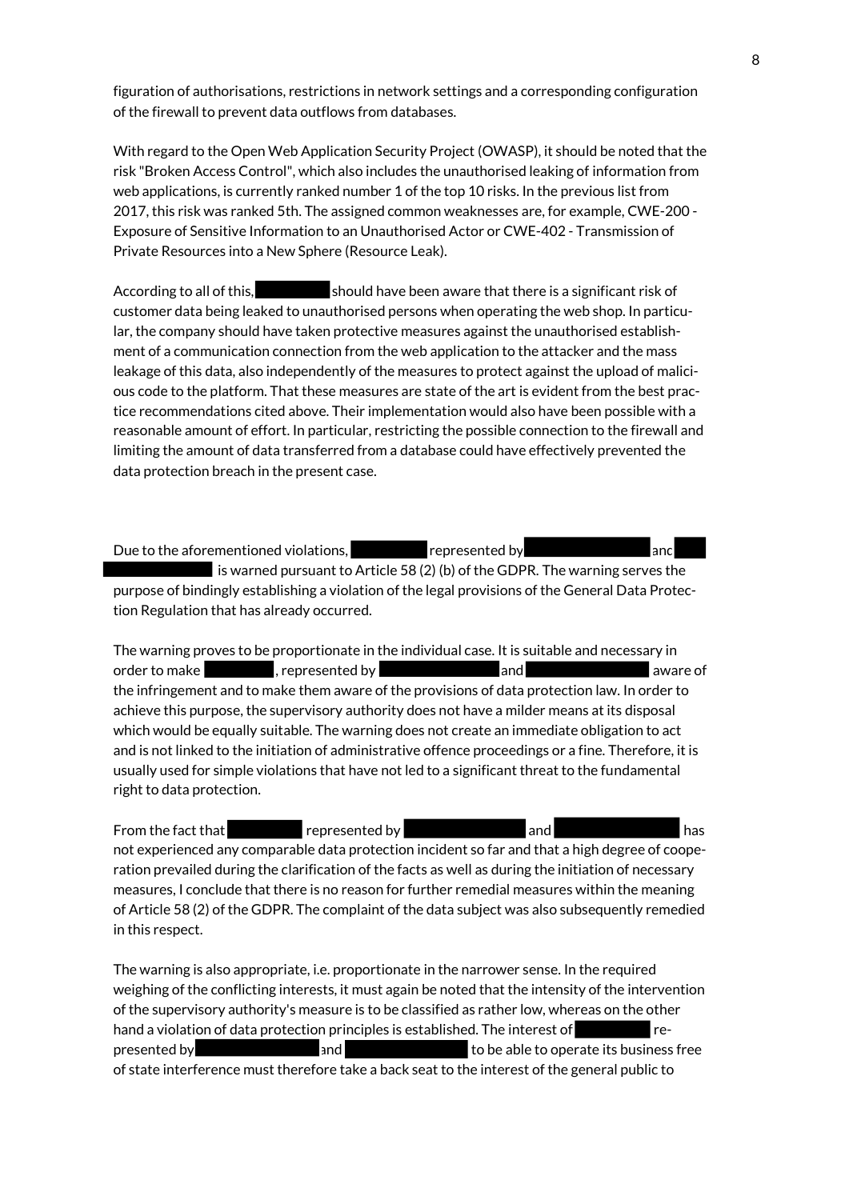figuration of authorisations, restrictions in network settings and a corresponding configuration of the firewall to prevent data outflows from databases.

With regard to the Open Web Application Security Project (OWASP), it should be noted that the risk "Broken Access Control", which also includes the unauthorised leaking of information from web applications, is currently ranked number 1 of the top 10 risks. In the previous list from 2017, this risk was ranked 5th. The assigned common weaknesses are, for example, CWE-200 - Exposure of Sensitive Information to an Unauthorised Actor or CWE-402 - Transmission of Private Resources into a New Sphere (Resource Leak).

According to all of this, [REDACTED] should have been aware that there is a significant risk of customer data being leaked to unauthorised persons when operating the web shop. In particular, the company should have taken protective measures against the unauthorised establishment of a communication connection from the web application to the attacker and the mass leakage of this data, also independently of the measures to protect against the upload of malicious code to the platform. That these measures are state of the art is evident from the best practice recommendations cited above. Their implementation would also have been possible with a reasonable amount of effort. In particular, restricting the possible connection to the firewall and limiting the amount of data transferred from a database could have effectively prevented the data protection breach in the present case.

Due to the aforementioned violations, [REDACTED] represented by [REDACTED] and [REDACTED] is warned pursuant to Article 58 (2) (b) of the GDPR. The warning serves the purpose of bindingly establishing a violation of the legal provisions of the General Data Protection Regulation that has already occurred.

The warning proves to be proportionate in the individual case. It is suitable and necessary in order to make [REDACTED], represented by [REDACTED] and [REDACTED] aware of the infringement and to make them aware of the provisions of data protection law. In order to achieve this purpose, the supervisory authority does not have a milder means at its disposal which would be equally suitable. The warning does not create an immediate obligation to act and is not linked to the initiation of administrative offence proceedings or a fine. Therefore, it is usually used for simple violations that have not led to a significant threat to the fundamental right to data protection.

From the fact that [REDACTED] represented by [REDACTED] and [REDACTED] has not experienced any comparable data protection incident so far and that a high degree of cooperation prevailed during the clarification of the facts as well as during the initiation of necessary measures, I conclude that there is no reason for further remedial measures within the meaning of Article 58 (2) of the GDPR. The complaint of the data subject was also subsequently remedied in this respect.

The warning is also appropriate, i.e. proportionate in the narrower sense. In the required weighing of the conflicting interests, it must again be noted that the intensity of the intervention of the supervisory authority's measure is to be classified as rather low, whereas on the other hand a violation of data protection principles is established. The interest of [REDACTED] represented by [REDACTED] and [REDACTED] to be able to operate its business free of state interference must therefore take a back seat to the interest of the general public to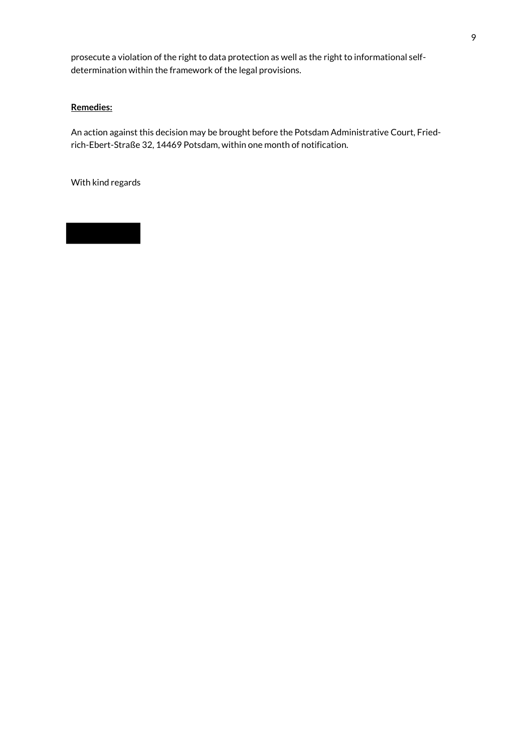prosecute a violation of the right to data protection as well as the right to informational self-determination within the framework of the legal provisions.

**Remedies:**

An action against this decision may be brought before the Potsdam Administrative Court, Friedrich-Ebert-Straße 32, 14469 Potsdam, within one month of notification.

With kind regards